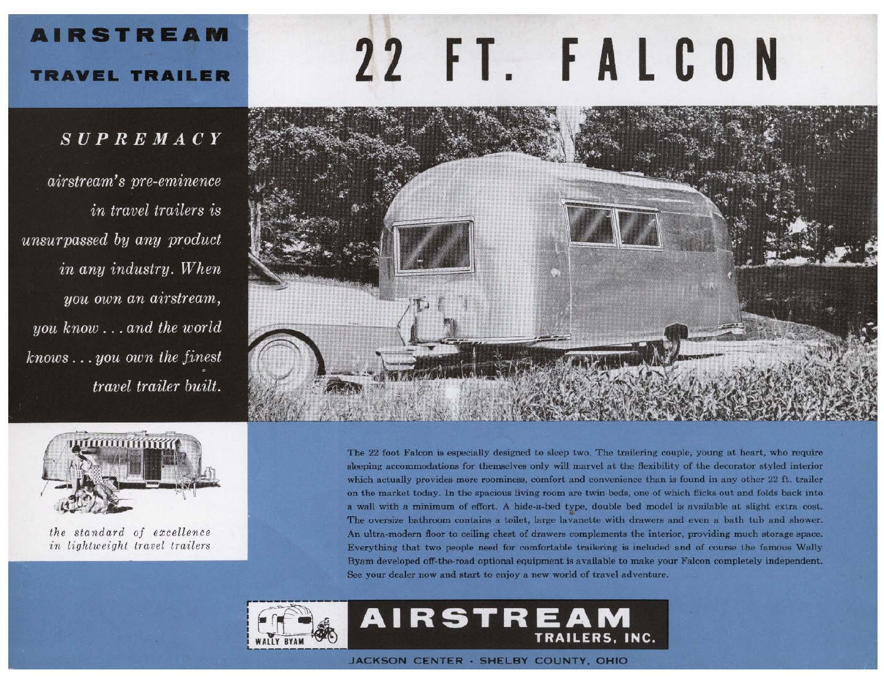# AIRSTREAM

## TRAVEL TRAILER

# 22 FT. FALCON

### *SUPREMACY*

*airstream's pre-eminence in travel trailers is unsurpassed by any product in any industry. When you own an airstream, you know . . . and the world knows . . . you own the finest travel trailer built.*

*the standard of excellence in lightweight travel trailers*

The 22 foot Falcon is especially designed to sleep two. The trailering couple, young at heart, who require sleeping accommodations for themselves only will marvel at the flexibility of the decorator styled interior which actually provides more roominess, comfort and convenience than is found in any other 22 ft. trailer on the market today. In the spacious living room are twin beds, one of which flicks out and folds back into a wall with a minimum of effort. A hide-a-bed type, double bed model is available at slight extra cost. The oversize bathroom contains a toilet, large lavanette with drawers and even a bath tub and shower. An ultra-modern floor to ceiling chest of drawers complements the interior, providing much storage space. Everything that two people need for comfortable trailering is included and of course the famous Wally Byam developed off-the-road optional equipment is available to make your Falcon completely independent. See your dealer now and start to enjoy a new world of travel adventure.

WALLY BYAM

**AIRSTREAM TRAILERS, INC.**

JACKSON CENTER · SHELBY COUNTY, OHIO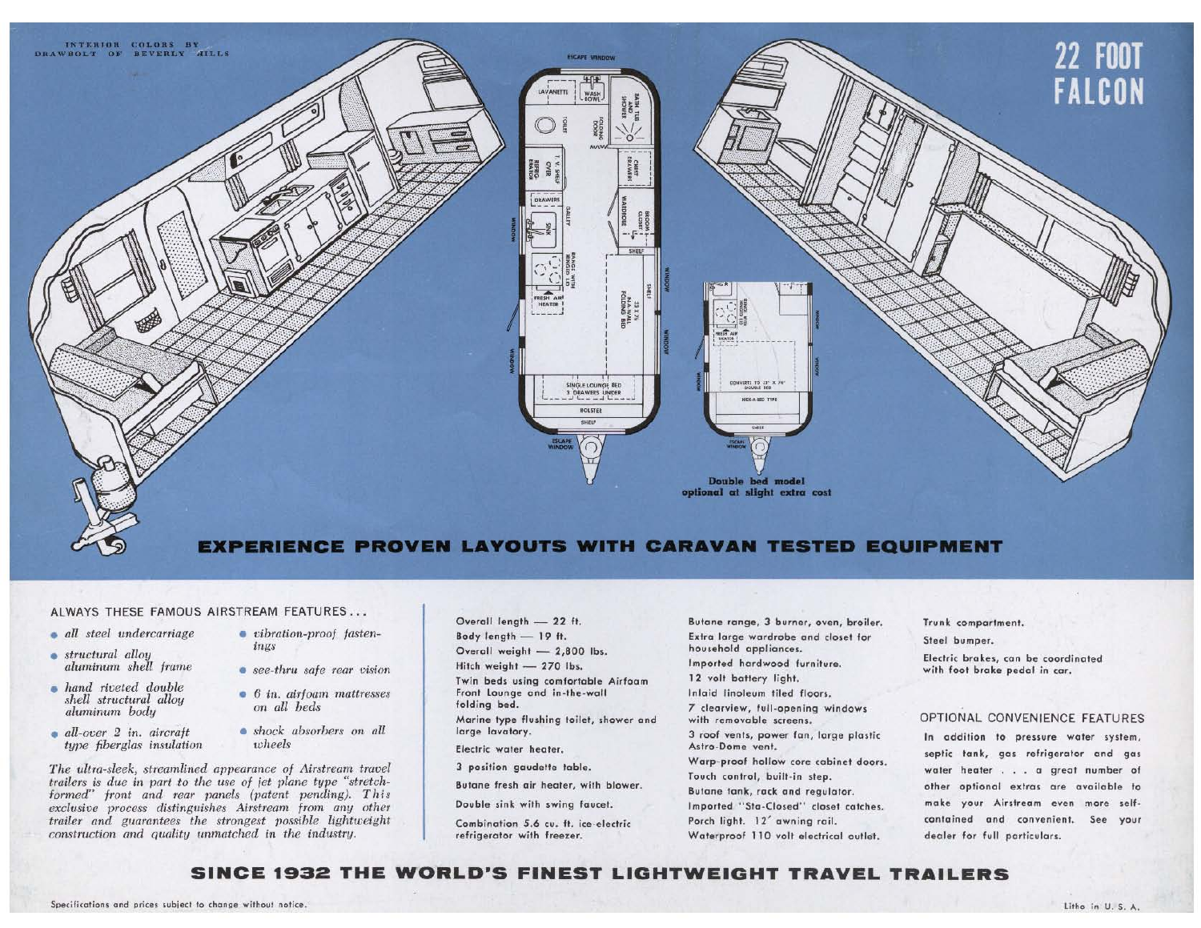INTERIOR COLORS BY DRAWBOLT OF BEVERLY HILLS

# 22 FOOT FALCON

Double bed model optional at slight extra cost

## EXPERIENCE PROVEN LAYOUTS WITH CARAVAN TESTED EQUIPMENT

ALWAYS THESE FAMOUS AIRSTREAM FEATURES...

- *all steel undercarriage*
- *structural alloy aluminum shell frame*
- *hand riveted double shell structural alloy aluminum body*
- *all-over 2 in. aircraft type fiberglas insulation*
- *vibration-proof fastenings*
- *see-thru safe rear vision*
- *6 in. airfoam mattresses on all beds*
- *shock absorbers on all wheels*

*The ultra-sleek, streamlined appearance of Airstream travel trailers is due in part to the use of jet plane type "stretch-formed" front and rear panels (patent pending). This exclusive process distinguishes Airstream from any other trailer and guarantees the strongest possible lightweight construction and quality unmatched in the industry.*

Overall length — 22 ft.
Body length — 19 ft.
Overall weight — 2,800 lbs.
Hitch weight — 270 lbs.
Twin beds using comfortable Airfoam Front Lounge and in-the-wall folding bed.
Marine type flushing toilet, shower and large lavatory.
Electric water heater.
3 position gaudette table.
Butane fresh air heater, with blower.
Double sink with swing faucet.
Combination 5.6 cu. ft. ice-electric refrigerator with freezer.

Butane range, 3 burner, oven, broiler.
Extra large wardrobe and closet for household appliances.
Imported hardwood furniture.
12 volt battery light.
Inlaid linoleum tiled floors.
7 clearview, full-opening windows with removable screens.
3 roof vents, power fan, large plastic Astro-Dome vent.
Warp-proof hollow core cabinet doors.
Touch control, built-in step.
Butane tank, rack and regulator.
Imported "Sta-Closed" closet catches.
Porch light. 12' awning rail.
Waterproof 110 volt electrical outlet.

Trunk compartment.
Steel bumper.
Electric brakes, can be coordinated with foot brake pedal in car.

OPTIONAL CONVENIENCE FEATURES

In addition to pressure water system, septic tank, gas refrigerator and gas water heater . . . a great number of other optional extras are available to make your Airstream even more self-contained and convenient. See your dealer for full particulars.

## SINCE 1932 THE WORLD'S FINEST LIGHTWEIGHT TRAVEL TRAILERS

Specifications and prices subject to change without notice.

Litho in U. S. A.